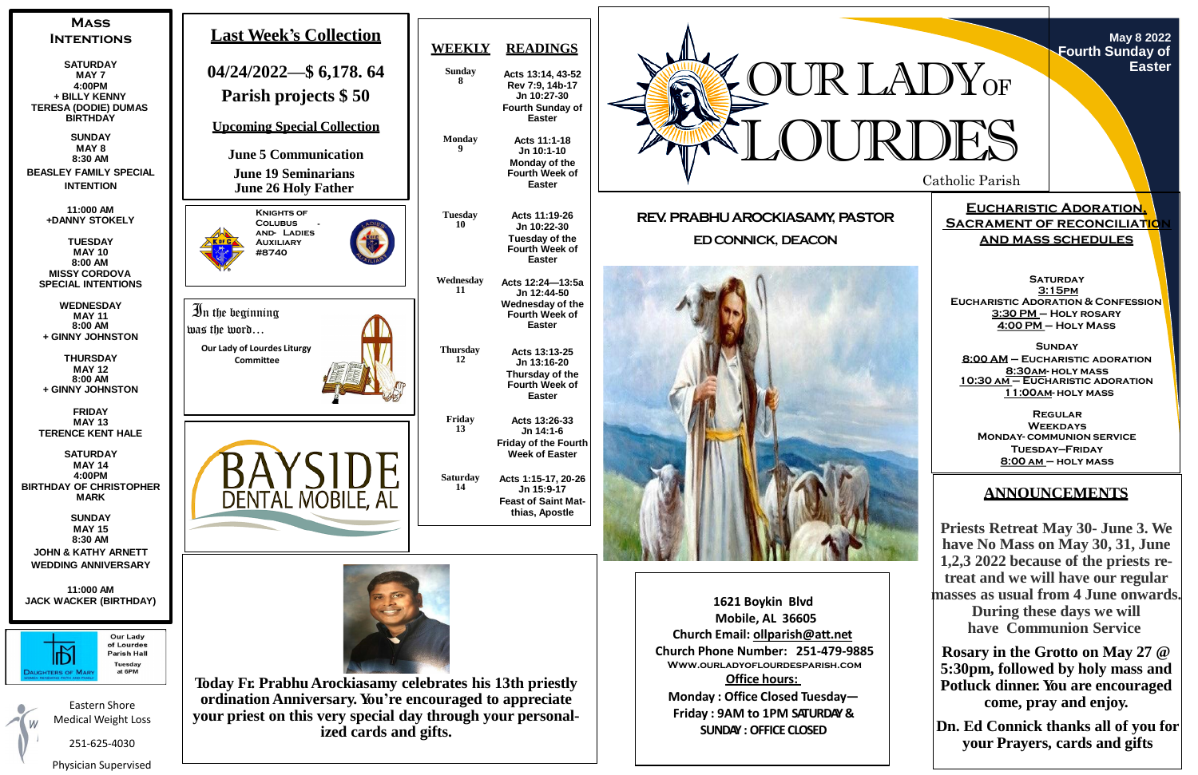# OUR LADY OF LOURDES

Catholic Parish

**May 8 2022**
**Fourth Sunday of Easter**

## Mass Intentions

**SATURDAY**
**MAY 7**
**4:00PM**
**+ BILLY KENNY**
**TERESA (DODIE) DUMAS BIRTHDAY**

**SUNDAY**
**MAY 8**
**8:30 AM**
**BEASLEY FAMILY SPECIAL INTENTION**

**11:000 AM**
**+DANNY STOKELY**

**TUESDAY**
**MAY 10**
**8:00 AM**
**MISSY CORDOVA SPECIAL INTENTIONS**

**WEDNESDAY**
**MAY 11**
**8:00 AM**
**+ GINNY JOHNSTON**

**THURSDAY**
**MAY 12**
**8:00 AM**
**+ GINNY JOHNSTON**

**FRIDAY**
**MAY 13**
**TERENCE KENT HALE**

**SATURDAY**
**MAY 14**
**4:00PM**
**BIRTHDAY OF CHRISTOPHER MARK**

**SUNDAY**
**MAY 15**
**8:30 AM**
**JOHN & KATHY ARNETT WEDDING ANNIVERSARY**

**11:000 AM**
**JACK WACKER (BIRTHDAY)**

Daughters of Mary — Our Lady of Lourdes Parish Hall Tuesday at 6PM

Eastern Shore Medical Weight Loss
251-625-4030
Physician Supervised

## Last Week's Collection

**04/24/2022—$ 6,178. 64**

**Parish projects $ 50**

**Upcoming Special Collection**

**June 5 Communication**

**June 19 Seminarians**
**June 26 Holy Father**

Knights of Colubus - and- Ladies Auxiliary #8740

In the beginning was the word…

**Our Lady of Lourdes Liturgy Committee**

BAYSIDE DENTAL MOBILE, AL

**Today Fr. Prabhu Arockiasamy celebrates his 13th priestly ordination Anniversary. You're encouraged to appreciate your priest on this very special day through your personalized cards and gifts.**

## WEEKLY READINGS

| Day | Readings |
|---|---|
| Sunday 8 | Acts 13:14, 43-52 Rev 7:9, 14b-17 Jn 10:27-30 Fourth Sunday of Easter |
| Monday 9 | Acts 11:1-18 Jn 10:1-10 Monday of the Fourth Week of Easter |
| Tuesday 10 | Acts 11:19-26 Jn 10:22-30 Tuesday of the Fourth Week of Easter |
| Wednesday 11 | Acts 12:24—13:5a Jn 12:44-50 Wednesday of the Fourth Week of Easter |
| Thursday 12 | Acts 13:13-25 Jn 13:16-20 Thursday of the Fourth Week of Easter |
| Friday 13 | Acts 13:26-33 Jn 14:1-6 Friday of the Fourth Week of Easter |
| Saturday 14 | Acts 1:15-17, 20-26 Jn 15:9-17 Feast of Saint Matthias, Apostle |

**REV. PRABHU AROCKIASAMY, PASTOR**

**ED CONNICK, DEACON**

**1621 Boykin Blvd**
**Mobile, AL 36605**
**Church Email: ollparish@att.net**
**Church Phone Number: 251-479-9885**
**Www.ourladyoflourdesparish.com**
**Office hours:**
**Monday : Office Closed Tuesday—Friday : 9AM to 1PM SATURDAY & SUNDAY : OFFICE CLOSED**

## Eucharistic Adoration, Sacrament of Reconciliation and Mass Schedules

**Saturday**
**3:15pm**
**Eucharistic Adoration & Confession**
**3:30 PM – Holy Rosary**
**4:00 PM – Holy Mass**

**Sunday**
**8:00 AM – Eucharistic adoration**
**8:30am- Holy Mass**
**10:30 am – Eucharistic adoration**
**11:00am- Holy Mass**

**Regular Weekdays**
**Monday- communion service**
**Tuesday–Friday**
**8:00 am – Holy Mass**

## ANNOUNCEMENTS

**Priests Retreat May 30- June 3. We have No Mass on May 30, 31, June 1,2,3 2022 because of the priests retreat and we will have our regular masses as usual from 4 June onwards. During these days we will have Communion Service**

**Rosary in the Grotto on May 27 @ 5:30pm, followed by holy mass and Potluck dinner. You are encouraged come, pray and enjoy.**

**Dn. Ed Connick thanks all of you for your Prayers, cards and gifts**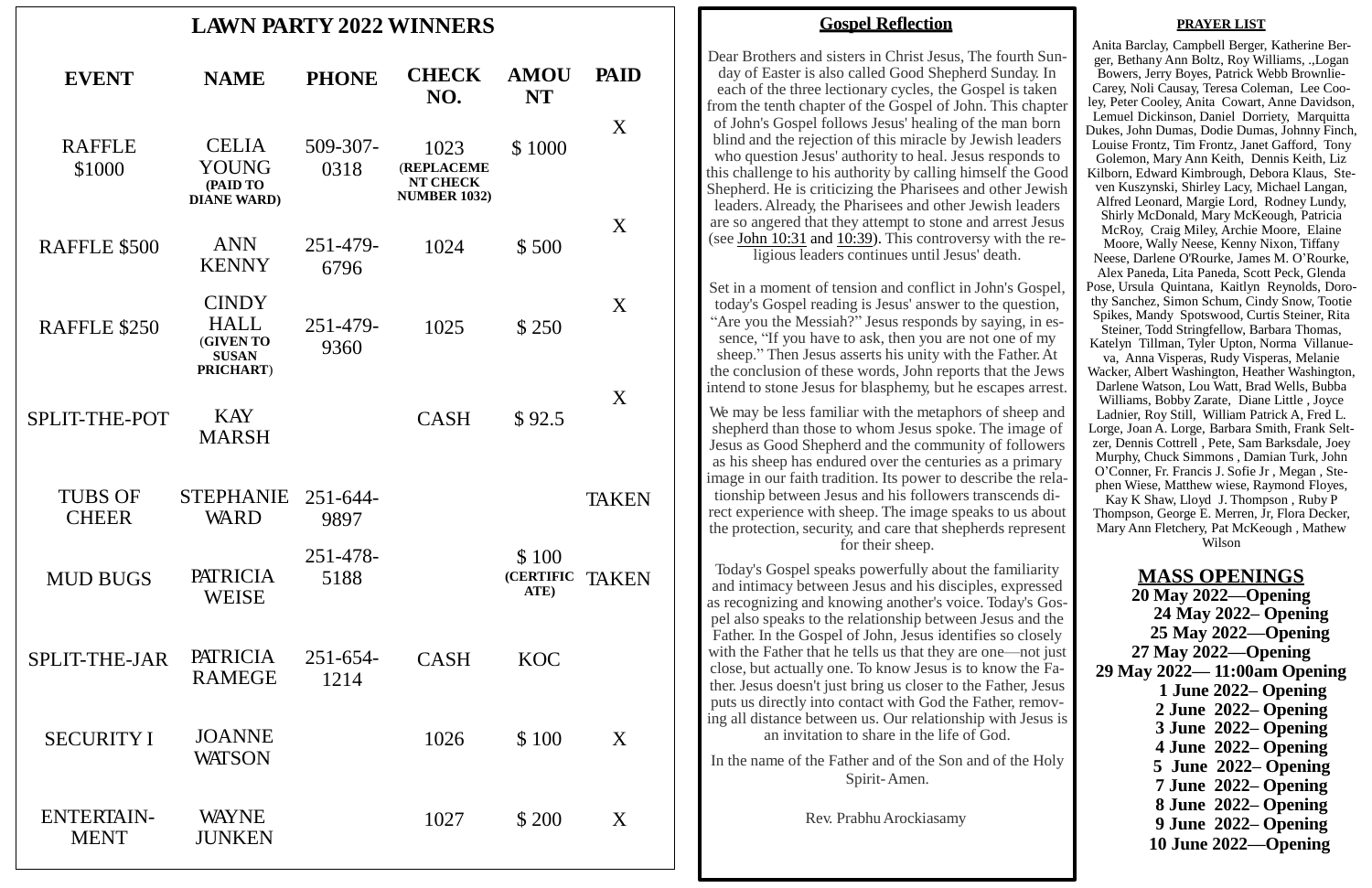# LAWN PARTY 2022 WINNERS

| EVENT | NAME | PHONE | CHECK NO. | AMOUNT | PAID |
|---|---|---|---|---|---|
| RAFFLE $1000 | CELIA YOUNG **(PAID TO DIANE WARD)** | 509-307-0318 | 1023 **(REPLACEMENT CHECK NUMBER 1032)** | $ 1000 | X |
| RAFFLE $500 | ANN KENNY | 251-479-6796 | 1024 | $ 500 | X |
| RAFFLE $250 | CINDY HALL (**GIVEN TO SUSAN PRICHART**) | 251-479-9360 | 1025 | $ 250 | X |
| SPLIT-THE-POT | KAY MARSH | | CASH | $ 92.5 | X |
| TUBS OF CHEER | STEPHANIE WARD | 251-644-9897 | | | TAKEN |
| MUD BUGS | PATRICIA WEISE | 251-478-5188 | | $ 100 **(CERTIFICATE)** | TAKEN |
| SPLIT-THE-JAR | PATRICIA RAMEGE | 251-654-1214 | CASH | KOC | |
| SECURITY I | JOANNE WATSON | | 1026 | $ 100 | X |
| ENTERTAIN-MENT | WAYNE JUNKEN | | 1027 | $ 200 | X |

## Gospel Reflection

Dear Brothers and sisters in Christ Jesus, The fourth Sunday of Easter is also called Good Shepherd Sunday. In each of the three lectionary cycles, the Gospel is taken from the tenth chapter of the Gospel of John. This chapter of John's Gospel follows Jesus' healing of the man born blind and the rejection of this miracle by Jewish leaders who question Jesus' authority to heal. Jesus responds to this challenge to his authority by calling himself the Good Shepherd. He is criticizing the Pharisees and other Jewish leaders. Already, the Pharisees and other Jewish leaders are so angered that they attempt to stone and arrest Jesus (see John 10:31 and 10:39). This controversy with the religious leaders continues until Jesus' death.

Set in a moment of tension and conflict in John's Gospel, today's Gospel reading is Jesus' answer to the question, "Are you the Messiah?" Jesus responds by saying, in essence, "If you have to ask, then you are not one of my sheep." Then Jesus asserts his unity with the Father. At the conclusion of these words, John reports that the Jews intend to stone Jesus for blasphemy, but he escapes arrest.

We may be less familiar with the metaphors of sheep and shepherd than those to whom Jesus spoke. The image of Jesus as Good Shepherd and the community of followers as his sheep has endured over the centuries as a primary image in our faith tradition. Its power to describe the relationship between Jesus and his followers transcends direct experience with sheep. The image speaks to us about the protection, security, and care that shepherds represent for their sheep.

Today's Gospel speaks powerfully about the familiarity and intimacy between Jesus and his disciples, expressed as recognizing and knowing another's voice. Today's Gospel also speaks to the relationship between Jesus and the Father. In the Gospel of John, Jesus identifies so closely with the Father that he tells us that they are one—not just close, but actually one. To know Jesus is to know the Father. Jesus doesn't just bring us closer to the Father, Jesus puts us directly into contact with God the Father, removing all distance between us. Our relationship with Jesus is an invitation to share in the life of God.

In the name of the Father and of the Son and of the Holy Spirit- Amen.

Rev. Prabhu Arockiasamy

## PRAYER LIST

Anita Barclay, Campbell Berger, Katherine Berger, Bethany Ann Boltz, Roy Williams, .,Logan Bowers, Jerry Boyes, Patrick Webb Brownlie-Carey, Noli Causay, Teresa Coleman, Lee Cooley, Peter Cooley, Anita Cowart, Anne Davidson, Lemuel Dickinson, Daniel Dorriety, Marquitta Dukes, John Dumas, Dodie Dumas, Johnny Finch, Louise Frontz, Tim Frontz, Janet Gafford, Tony Golemon, Mary Ann Keith, Dennis Keith, Liz Kilborn, Edward Kimbrough, Debora Klaus, Steven Kuszynski, Shirley Lacy, Michael Langan, Alfred Leonard, Margie Lord, Rodney Lundy, Shirly McDonald, Mary McKeough, Patricia McRoy, Craig Miley, Archie Moore, Elaine Moore, Wally Neese, Kenny Nixon, Tiffany Neese, Darlene O'Rourke, James M. O'Rourke, Alex Paneda, Lita Paneda, Scott Peck, Glenda Pose, Ursula Quintana, Kaitlyn Reynolds, Dorothy Sanchez, Simon Schum, Cindy Snow, Tootie Spikes, Mandy Spotswood, Curtis Steiner, Rita Steiner, Todd Stringfellow, Barbara Thomas, Katelyn Tillman, Tyler Upton, Norma Villanueva, Anna Visperas, Rudy Visperas, Melanie Wacker, Albert Washington, Heather Washington, Darlene Watson, Lou Watt, Brad Wells, Bubba Williams, Bobby Zarate, Diane Little , Joyce Ladnier, Roy Still, William Patrick A, Fred L. Lorge, Joan A. Lorge, Barbara Smith, Frank Seltzer, Dennis Cottrell , Pete, Sam Barksdale, Joey Murphy, Chuck Simmons , Damian Turk, John O'Conner, Fr. Francis J. Sofie Jr , Megan , Stephen Wiese, Matthew wiese, Raymond Floyes, Kay K Shaw, Lloyd J. Thompson , Ruby P Thompson, George E. Merren, Jr, Flora Decker, Mary Ann Fletchery, Pat McKeough , Mathew Wilson

## MASS OPENINGS

**20 May 2022—Opening**
**24 May 2022– Opening**
**25 May 2022—Opening**
**27 May 2022—Opening**
**29 May 2022— 11:00am Opening**
**1 June 2022– Opening**
**2 June 2022– Opening**
**3 June 2022– Opening**
**4 June 2022– Opening**
**5 June 2022– Opening**
**7 June 2022– Opening**
**8 June 2022– Opening**
**9 June 2022– Opening**
**10 June 2022—Opening**